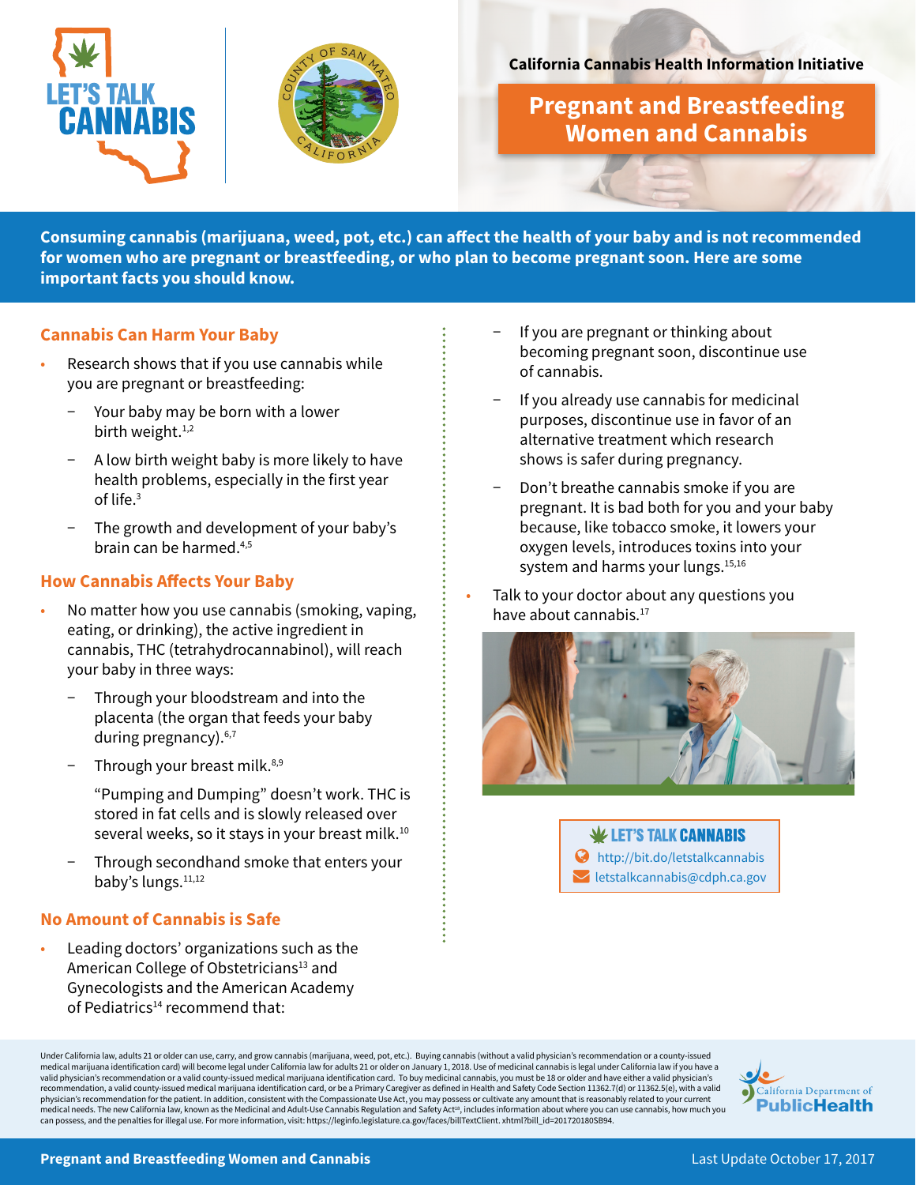California Cannabis Health Information Initiative

# Pregnant and Breastfeeding Women and Cannabis

**Consuming cannabis (marijuana, weed, pot, etc.) can affect the health of your baby and is not recommended for women who are pregnant or breastfeeding, or who plan to become pregnant soon. Here are some important facts you should know.**

## Cannabis Can Harm Your Baby

- Research shows that if you use cannabis while you are pregnant or breastfeeding:
  - Your baby may be born with a lower birth weight.[1,2]
  - A low birth weight baby is more likely to have health problems, especially in the first year of life.[3]
  - The growth and development of your baby's brain can be harmed.[4,5]

## How Cannabis Affects Your Baby

- No matter how you use cannabis (smoking, vaping, eating, or drinking), the active ingredient in cannabis, THC (tetrahydrocannabinol), will reach your baby in three ways:
  - Through your bloodstream and into the placenta (the organ that feeds your baby during pregnancy).[6,7]
  - Through your breast milk.[8,9]

    "Pumping and Dumping" doesn't work. THC is stored in fat cells and is slowly released over several weeks, so it stays in your breast milk.[10]
  - Through secondhand smoke that enters your baby's lungs.[11,12]

## No Amount of Cannabis is Safe

- Leading doctors' organizations such as the American College of Obstetricians[13] and Gynecologists and the American Academy of Pediatrics[14] recommend that:
  - If you are pregnant or thinking about becoming pregnant soon, discontinue use of cannabis.
  - If you already use cannabis for medicinal purposes, discontinue use in favor of an alternative treatment which research shows is safer during pregnancy.
  - Don't breathe cannabis smoke if you are pregnant. It is bad both for you and your baby because, like tobacco smoke, it lowers your oxygen levels, introduces toxins into your system and harms your lungs.[15,16]
- Talk to your doctor about any questions you have about cannabis.[17]

**LET'S TALK CANNABIS**
http://bit.do/letstalkcannabis
letstalkcannabis@cdph.ca.gov

Under California law, adults 21 or older can use, carry, and grow cannabis (marijuana, weed, pot, etc.). Buying cannabis (without a valid physician's recommendation or a county-issued medical marijuana identification card) will become legal under California law for adults 21 or older on January 1, 2018. Use of medicinal cannabis is legal under California law if you have a valid physician's recommendation or a valid county-issued medical marijuana identification card. To buy medicinal cannabis, you must be 18 or older and have either a valid physician's recommendation, a valid county-issued medical marijuana identification card, or be a Primary Caregiver as defined in Health and Safety Code Section 11362.7(d) or 11362.5(e), with a valid physician's recommendation for the patient. In addition, consistent with the Compassionate Use Act, you may possess or cultivate any amount that is reasonably related to your current medical needs. The new California law, known as the Medicinal and Adult-Use Cannabis Regulation and Safety Act[18], includes information about where you can use cannabis, how much you can possess, and the penalties for illegal use. For more information, visit: https://leginfo.legislature.ca.gov/faces/billTextClient. xhtml?bill_id=201720180SB94.

California Department of Public Health

Last Update October 17, 2017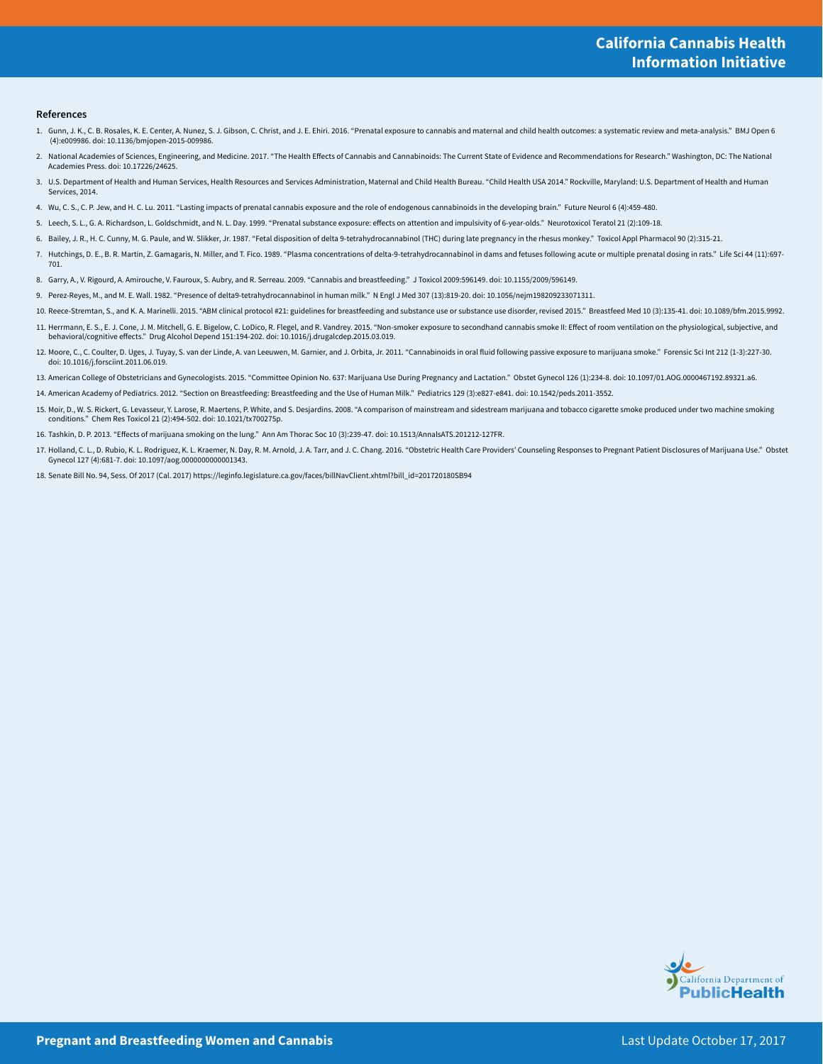## References

1. Gunn, J. K., C. B. Rosales, K. E. Center, A. Nunez, S. J. Gibson, C. Christ, and J. E. Ehiri. 2016. "Prenatal exposure to cannabis and maternal and child health outcomes: a systematic review and meta-analysis." BMJ Open 6 (4):e009986. doi: 10.1136/bmjopen-2015-009986.
2. National Academies of Sciences, Engineering, and Medicine. 2017. "The Health Effects of Cannabis and Cannabinoids: The Current State of Evidence and Recommendations for Research." Washington, DC: The National Academies Press. doi: 10.17226/24625.
3. U.S. Department of Health and Human Services, Health Resources and Services Administration, Maternal and Child Health Bureau. "Child Health USA 2014." Rockville, Maryland: U.S. Department of Health and Human Services, 2014.
4. Wu, C. S., C. P. Jew, and H. C. Lu. 2011. "Lasting impacts of prenatal cannabis exposure and the role of endogenous cannabinoids in the developing brain." Future Neurol 6 (4):459-480.
5. Leech, S. L., G. A. Richardson, L. Goldschmidt, and N. L. Day. 1999. "Prenatal substance exposure: effects on attention and impulsivity of 6-year-olds." Neurotoxicol Teratol 21 (2):109-18.
6. Bailey, J. R., H. C. Cunny, M. G. Paule, and W. Slikker, Jr. 1987. "Fetal disposition of delta 9-tetrahydrocannabinol (THC) during late pregnancy in the rhesus monkey." Toxicol Appl Pharmacol 90 (2):315-21.
7. Hutchings, D. E., B. R. Martin, Z. Gamagaris, N. Miller, and T. Fico. 1989. "Plasma concentrations of delta-9-tetrahydrocannabinol in dams and fetuses following acute or multiple prenatal dosing in rats." Life Sci 44 (11):697-701.
8. Garry, A., V. Rigourd, A. Amirouche, V. Fauroux, S. Aubry, and R. Serreau. 2009. "Cannabis and breastfeeding." J Toxicol 2009:596149. doi: 10.1155/2009/596149.
9. Perez-Reyes, M., and M. E. Wall. 1982. "Presence of delta9-tetrahydrocannabinol in human milk." N Engl J Med 307 (13):819-20. doi: 10.1056/nejm198209233071311.
10. Reece-Stremtan, S., and K. A. Marinelli. 2015. "ABM clinical protocol #21: guidelines for breastfeeding and substance use or substance use disorder, revised 2015." Breastfeed Med 10 (3):135-41. doi: 10.1089/bfm.2015.9992.
11. Herrmann, E. S., E. J. Cone, J. M. Mitchell, G. E. Bigelow, C. LoDico, R. Flegel, and R. Vandrey. 2015. "Non-smoker exposure to secondhand cannabis smoke II: Effect of room ventilation on the physiological, subjective, and behavioral/cognitive effects." Drug Alcohol Depend 151:194-202. doi: 10.1016/j.drugalcdep.2015.03.019.
12. Moore, C., C. Coulter, D. Uges, J. Tuyay, S. van der Linde, A. van Leeuwen, M. Garnier, and J. Orbita, Jr. 2011. "Cannabinoids in oral fluid following passive exposure to marijuana smoke." Forensic Sci Int 212 (1-3):227-30. doi: 10.1016/j.forsciint.2011.06.019.
13. American College of Obstetricians and Gynecologists. 2015. "Committee Opinion No. 637: Marijuana Use During Pregnancy and Lactation." Obstet Gynecol 126 (1):234-8. doi: 10.1097/01.AOG.0000467192.89321.a6.
14. American Academy of Pediatrics. 2012. "Section on Breastfeeding: Breastfeeding and the Use of Human Milk." Pediatrics 129 (3):e827-e841. doi: 10.1542/peds.2011-3552.
15. Moir, D., W. S. Rickert, G. Levasseur, Y. Larose, R. Maertens, P. White, and S. Desjardins. 2008. "A comparison of mainstream and sidestream marijuana and tobacco cigarette smoke produced under two machine smoking conditions." Chem Res Toxicol 21 (2):494-502. doi: 10.1021/tx700275p.
16. Tashkin, D. P. 2013. "Effects of marijuana smoking on the lung." Ann Am Thorac Soc 10 (3):239-47. doi: 10.1513/AnnalsATS.201212-127FR.
17. Holland, C. L., D. Rubio, K. L. Rodriguez, K. L. Kraemer, N. Day, R. M. Arnold, J. A. Tarr, and J. C. Chang. 2016. "Obstetric Health Care Providers' Counseling Responses to Pregnant Patient Disclosures of Marijuana Use." Obstet Gynecol 127 (4):681-7. doi: 10.1097/aog.0000000000001343.
18. Senate Bill No. 94, Sess. Of 2017 (Cal. 2017) https://leginfo.legislature.ca.gov/faces/billNavClient.xhtml?bill_id=201720180SB94